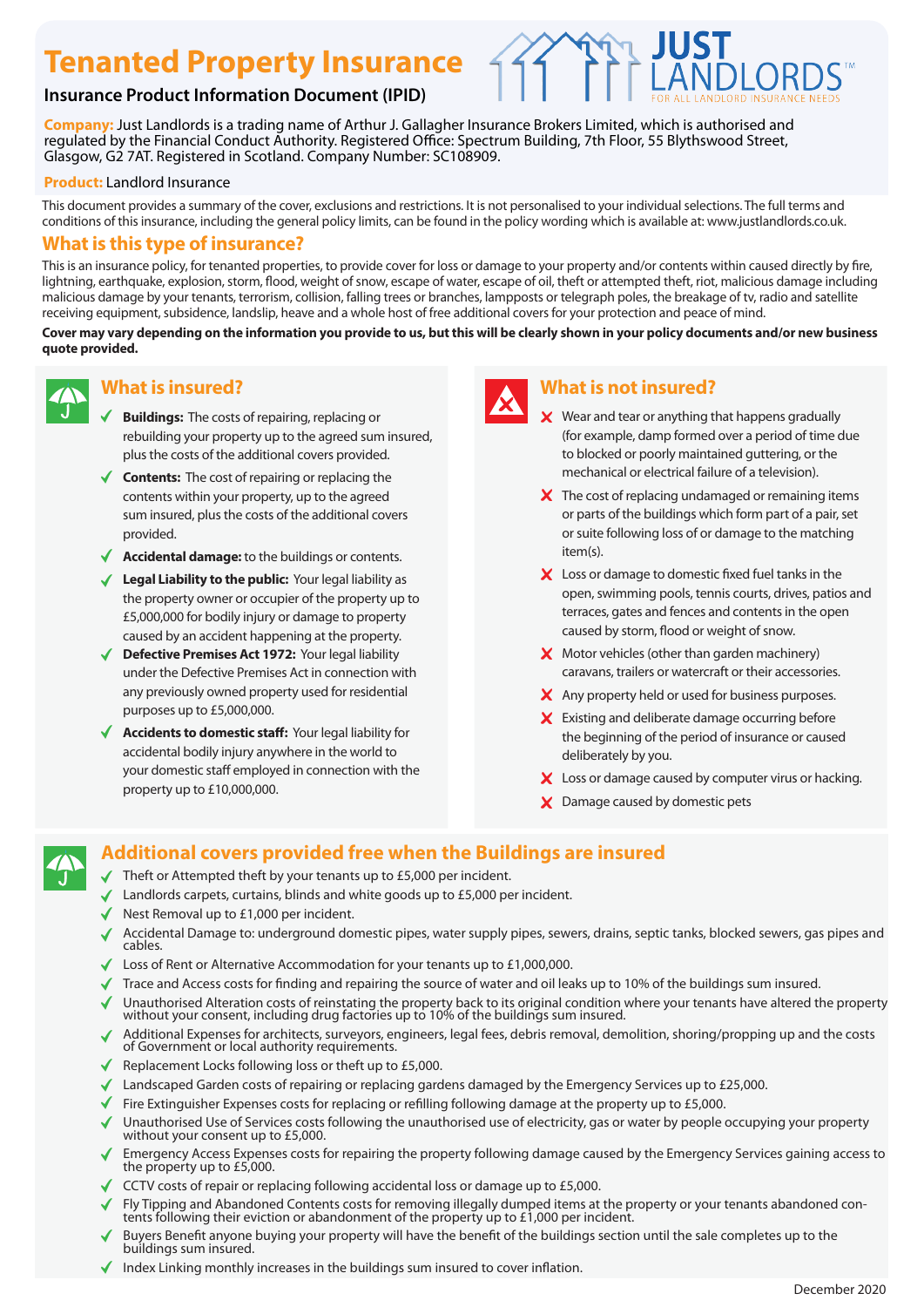# Tenanted Property Insurance

## Insurance Product Information Document (IPID)

JUST LANDLORDS™
FOR ALL LANDLORD INSURANCE NEEDS

**Company:** Just Landlords is a trading name of Arthur J. Gallagher Insurance Brokers Limited, which is authorised and regulated by the Financial Conduct Authority. Registered Office: Spectrum Building, 7th Floor, 55 Blythswood Street, Glasgow, G2 7AT. Registered in Scotland. Company Number: SC108909.

**Product:** Landlord Insurance

This document provides a summary of the cover, exclusions and restrictions. It is not personalised to your individual selections. The full terms and conditions of this insurance, including the general policy limits, can be found in the policy wording which is available at: www.justlandlords.co.uk.

## What is this type of insurance?

This is an insurance policy, for tenanted properties, to provide cover for loss or damage to your property and/or contents within caused directly by fire, lightning, earthquake, explosion, storm, flood, weight of snow, escape of water, escape of oil, theft or attempted theft, riot, malicious damage including malicious damage by your tenants, terrorism, collision, falling trees or branches, lampposts or telegraph poles, the breakage of tv, radio and satellite receiving equipment, subsidence, landslip, heave and a whole host of free additional covers for your protection and peace of mind.

**Cover may vary depending on the information you provide to us, but this will be clearly shown in your policy documents and/or new business quote provided.**

## What is insured?

- ✓ **Buildings:** The costs of repairing, replacing or rebuilding your property up to the agreed sum insured, plus the costs of the additional covers provided.
- ✓ **Contents:** The cost of repairing or replacing the contents within your property, up to the agreed sum insured, plus the costs of the additional covers provided.
- ✓ **Accidental damage:** to the buildings or contents.
- ✓ **Legal Liability to the public:** Your legal liability as the property owner or occupier of the property up to £5,000,000 for bodily injury or damage to property caused by an accident happening at the property.
- ✓ **Defective Premises Act 1972:** Your legal liability under the Defective Premises Act in connection with any previously owned property used for residential purposes up to £5,000,000.
- ✓ **Accidents to domestic staff:** Your legal liability for accidental bodily injury anywhere in the world to your domestic staff employed in connection with the property up to £10,000,000.

## What is not insured?

- ✗ Wear and tear or anything that happens gradually (for example, damp formed over a period of time due to blocked or poorly maintained guttering, or the mechanical or electrical failure of a television).
- ✗ The cost of replacing undamaged or remaining items or parts of the buildings which form part of a pair, set or suite following loss of or damage to the matching item(s).
- ✗ Loss or damage to domestic fixed fuel tanks in the open, swimming pools, tennis courts, drives, patios and terraces, gates and fences and contents in the open caused by storm, flood or weight of snow.
- ✗ Motor vehicles (other than garden machinery) caravans, trailers or watercraft or their accessories.
- ✗ Any property held or used for business purposes.
- ✗ Existing and deliberate damage occurring before the beginning of the period of insurance or caused deliberately by you.
- ✗ Loss or damage caused by computer virus or hacking.
- ✗ Damage caused by domestic pets

## Additional covers provided free when the Buildings are insured

- ✓ Theft or Attempted theft by your tenants up to £5,000 per incident.
- ✓ Landlords carpets, curtains, blinds and white goods up to £5,000 per incident.
- ✓ Nest Removal up to £1,000 per incident.
- ✓ Accidental Damage to: underground domestic pipes, water supply pipes, sewers, drains, septic tanks, blocked sewers, gas pipes and cables.
- ✓ Loss of Rent or Alternative Accommodation for your tenants up to £1,000,000.
- ✓ Trace and Access costs for finding and repairing the source of water and oil leaks up to 10% of the buildings sum insured.
- ✓ Unauthorised Alteration costs of reinstating the property back to its original condition where your tenants have altered the property without your consent, including drug factories up to 10% of the buildings sum insured.
- ✓ Additional Expenses for architects, surveyors, engineers, legal fees, debris removal, demolition, shoring/propping up and the costs of Government or local authority requirements.
- ✓ Replacement Locks following loss or theft up to £5,000.
- ✓ Landscaped Garden costs of repairing or replacing gardens damaged by the Emergency Services up to £25,000.
- ✓ Fire Extinguisher Expenses costs for replacing or refilling following damage at the property up to £5,000.
- ✓ Unauthorised Use of Services costs following the unauthorised use of electricity, gas or water by people occupying your property without your consent up to £5,000.
- ✓ Emergency Access Expenses costs for repairing the property following damage caused by the Emergency Services gaining access to the property up to £5,000.
- ✓ CCTV costs of repair or replacing following accidental loss or damage up to £5,000.
- ✓ Fly Tipping and Abandoned Contents costs for removing illegally dumped items at the property or your tenants abandoned contents following their eviction or abandonment of the property up to £1,000 per incident.
- ✓ Buyers Benefit anyone buying your property will have the benefit of the buildings section until the sale completes up to the buildings sum insured.
- ✓ Index Linking monthly increases in the buildings sum insured to cover inflation.

December 2020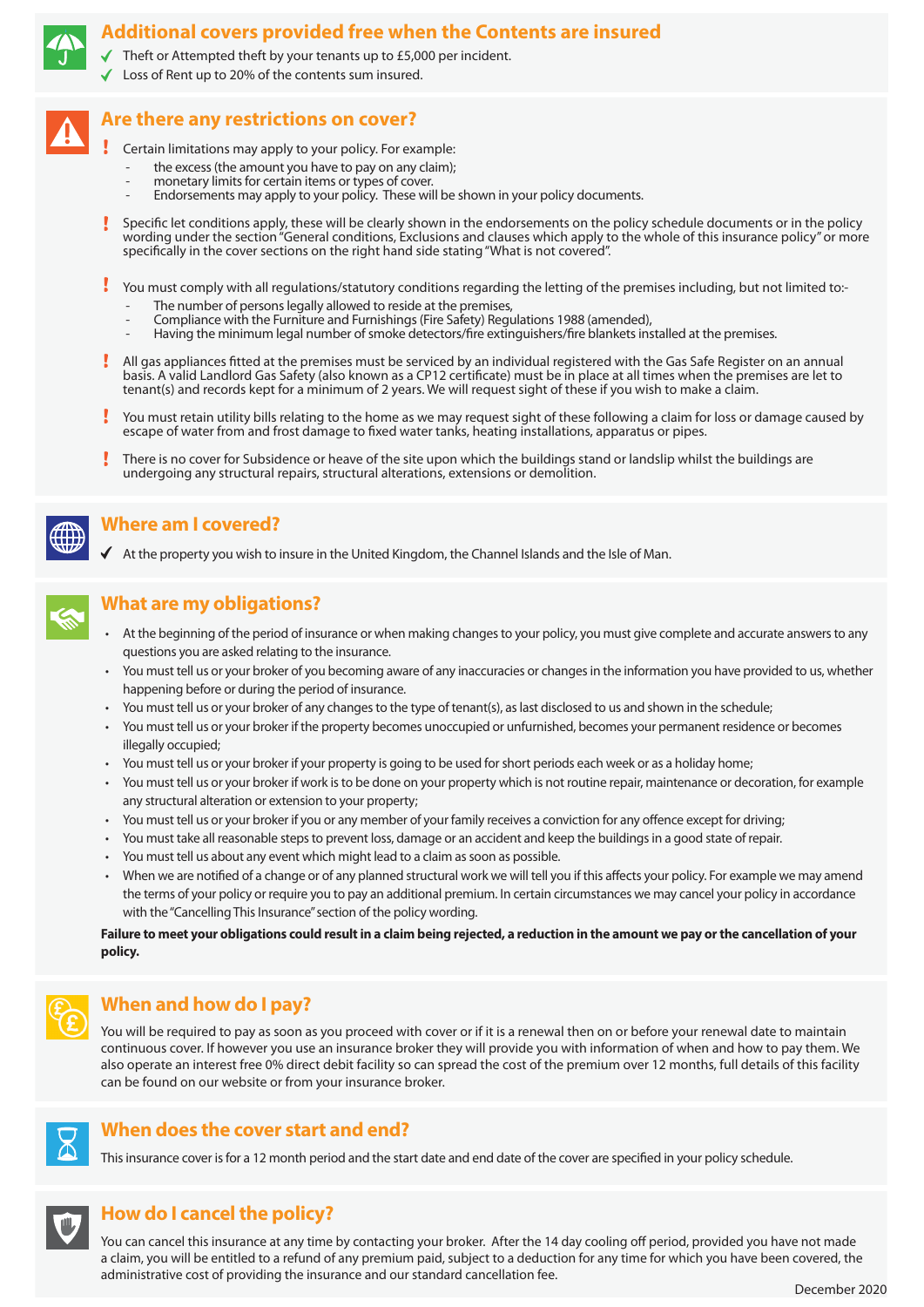## Additional covers provided free when the Contents are insured

- ✓ Theft or Attempted theft by your tenants up to £5,000 per incident.
- ✓ Loss of Rent up to 20% of the contents sum insured.

## Are there any restrictions on cover?

**!** Certain limitations may apply to your policy. For example:

- the excess (the amount you have to pay on any claim);
- monetary limits for certain items or types of cover.
- Endorsements may apply to your policy. These will be shown in your policy documents.

**!** Specific let conditions apply, these will be clearly shown in the endorsements on the policy schedule documents or in the policy wording under the section "General conditions, Exclusions and clauses which apply to the whole of this insurance policy" or more specifically in the cover sections on the right hand side stating "What is not covered".

**!** You must comply with all regulations/statutory conditions regarding the letting of the premises including, but not limited to:-

- The number of persons legally allowed to reside at the premises,
- Compliance with the Furniture and Furnishings (Fire Safety) Regulations 1988 (amended),
- Having the minimum legal number of smoke detectors/fire extinguishers/fire blankets installed at the premises.

**!** All gas appliances fitted at the premises must be serviced by an individual registered with the Gas Safe Register on an annual basis. A valid Landlord Gas Safety (also known as a CP12 certificate) must be in place at all times when the premises are let to tenant(s) and records kept for a minimum of 2 years. We will request sight of these if you wish to make a claim.

**!** You must retain utility bills relating to the home as we may request sight of these following a claim for loss or damage caused by escape of water from and frost damage to fixed water tanks, heating installations, apparatus or pipes.

**!** There is no cover for Subsidence or heave of the site upon which the buildings stand or landslip whilst the buildings are undergoing any structural repairs, structural alterations, extensions or demolition.

## Where am I covered?

- ✓ At the property you wish to insure in the United Kingdom, the Channel Islands and the Isle of Man.

## What are my obligations?

- At the beginning of the period of insurance or when making changes to your policy, you must give complete and accurate answers to any questions you are asked relating to the insurance.
- You must tell us or your broker of you becoming aware of any inaccuracies or changes in the information you have provided to us, whether happening before or during the period of insurance.
- You must tell us or your broker of any changes to the type of tenant(s), as last disclosed to us and shown in the schedule;
- You must tell us or your broker if the property becomes unoccupied or unfurnished, becomes your permanent residence or becomes illegally occupied;
- You must tell us or your broker if your property is going to be used for short periods each week or as a holiday home;
- You must tell us or your broker if work is to be done on your property which is not routine repair, maintenance or decoration, for example any structural alteration or extension to your property;
- You must tell us or your broker if you or any member of your family receives a conviction for any offence except for driving;
- You must take all reasonable steps to prevent loss, damage or an accident and keep the buildings in a good state of repair.
- You must tell us about any event which might lead to a claim as soon as possible.
- When we are notified of a change or of any planned structural work we will tell you if this affects your policy. For example we may amend the terms of your policy or require you to pay an additional premium. In certain circumstances we may cancel your policy in accordance with the "Cancelling This Insurance" section of the policy wording.

**Failure to meet your obligations could result in a claim being rejected, a reduction in the amount we pay or the cancellation of your policy.**

## When and how do I pay?

You will be required to pay as soon as you proceed with cover or if it is a renewal then on or before your renewal date to maintain continuous cover. If however you use an insurance broker they will provide you with information of when and how to pay them. We also operate an interest free 0% direct debit facility so can spread the cost of the premium over 12 months, full details of this facility can be found on our website or from your insurance broker.

## When does the cover start and end?

This insurance cover is for a 12 month period and the start date and end date of the cover are specified in your policy schedule.

## How do I cancel the policy?

You can cancel this insurance at any time by contacting your broker. After the 14 day cooling off period, provided you have not made a claim, you will be entitled to a refund of any premium paid, subject to a deduction for any time for which you have been covered, the administrative cost of providing the insurance and our standard cancellation fee.

December 2020